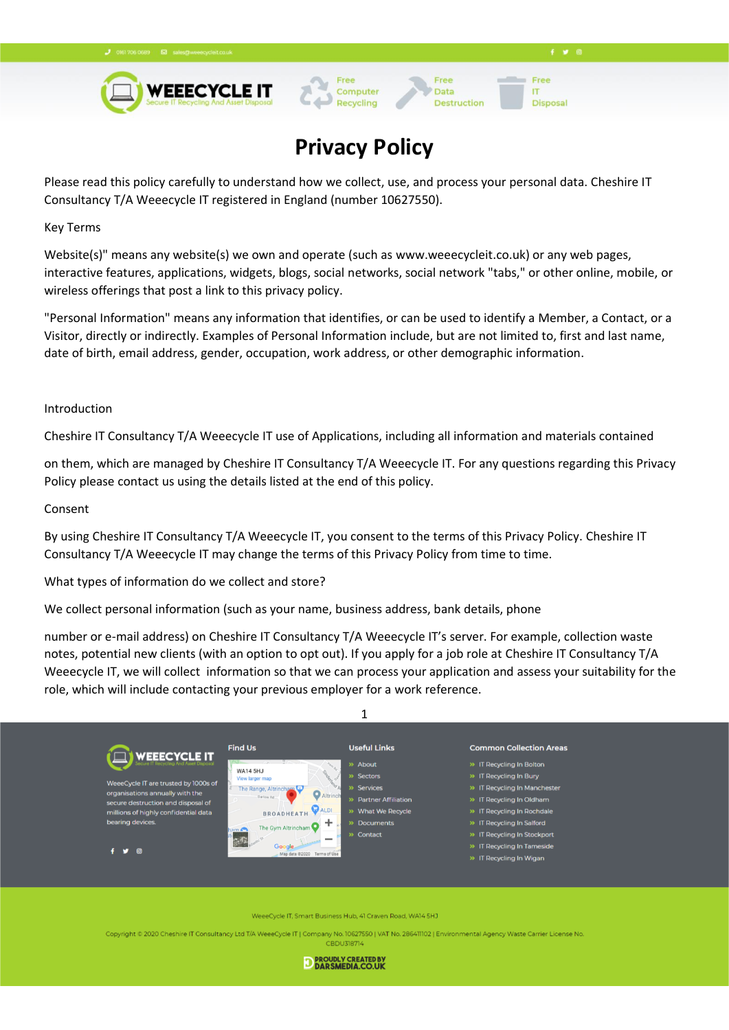# Privacy Policy

Please read this policy carefully to understand how we collect, use, and process your personal data. Cheshire IT Consultancy T/A Weeecycle IT registered in England (number 10627550).

Key Terms

Website(s)" means any website(s) we own and operate (such as www.weeecycleit.co.uk) or any web pages, interactive features, applications, widgets, blogs, social networks, social network "tabs," or other online, mobile, or wireless offerings that post a link to this privacy policy.

"Personal Information" means any information that identifies, or can be used to identify a Member, a Contact, or a Visitor, directly or indirectly. Examples of Personal Information include, but are not limited to, first and last name, date of birth, email address, gender, occupation, work address, or other demographic information.

Introduction

Cheshire IT Consultancy T/A Weeecycle IT use of Applications, including all information and materials contained

on them, which are managed by Cheshire IT Consultancy T/A Weeecycle IT. For any questions regarding this Privacy Policy please contact us using the details listed at the end of this policy.

Consent

By using Cheshire IT Consultancy T/A Weeecycle IT, you consent to the terms of this Privacy Policy. Cheshire IT Consultancy T/A Weeecycle IT may change the terms of this Privacy Policy from time to time.

What types of information do we collect and store?

We collect personal information (such as your name, business address, bank details, phone

number or e-mail address) on Cheshire IT Consultancy T/A Weeecycle IT's server. For example, collection waste notes, potential new clients (with an option to opt out). If you apply for a job role at Cheshire IT Consultancy T/A Weeecycle IT, we will collect information so that we can process your application and assess your suitability for the role, which will include contacting your previous employer for a work reference.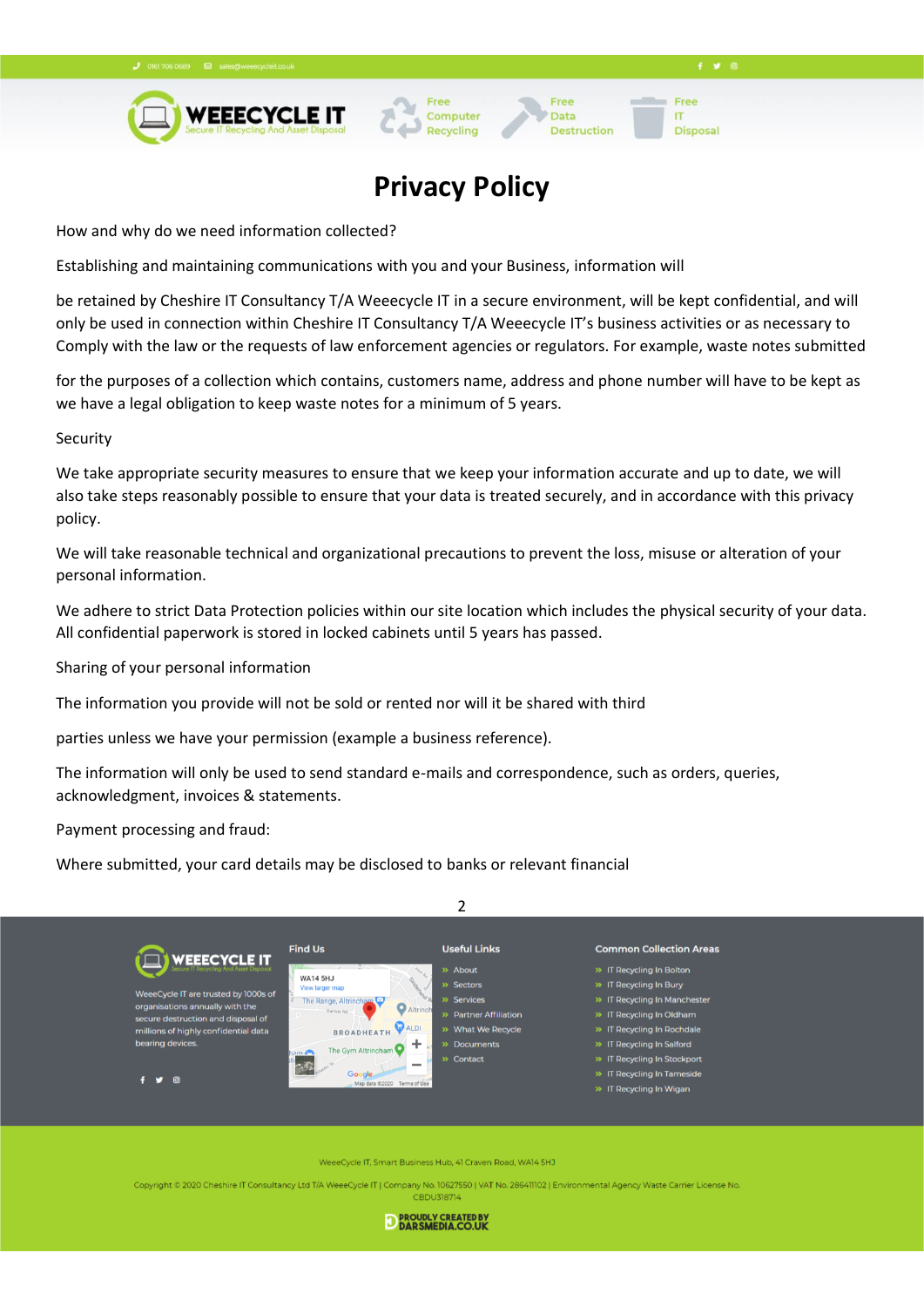How and why do we need information collected?

Establishing and maintaining communications with you and your Business, information will

be retained by Cheshire IT Consultancy T/A Weeecycle IT in a secure environment, will be kept confidential, and will only be used in connection within Cheshire IT Consultancy T/A Weeecycle IT's business activities or as necessary to Comply with the law or the requests of law enforcement agencies or regulators. For example, waste notes submitted

for the purposes of a collection which contains, customers name, address and phone number will have to be kept as we have a legal obligation to keep waste notes for a minimum of 5 years.

Security

We take appropriate security measures to ensure that we keep your information accurate and up to date, we will also take steps reasonably possible to ensure that your data is treated securely, and in accordance with this privacy policy.

We will take reasonable technical and organizational precautions to prevent the loss, misuse or alteration of your personal information.

We adhere to strict Data Protection policies within our site location which includes the physical security of your data. All confidential paperwork is stored in locked cabinets until 5 years has passed.

Sharing of your personal information

The information you provide will not be sold or rented nor will it be shared with third

parties unless we have your permission (example a business reference).

The information will only be used to send standard e-mails and correspondence, such as orders, queries, acknowledgment, invoices & statements.

Payment processing and fraud:

Where submitted, your card details may be disclosed to banks or relevant financial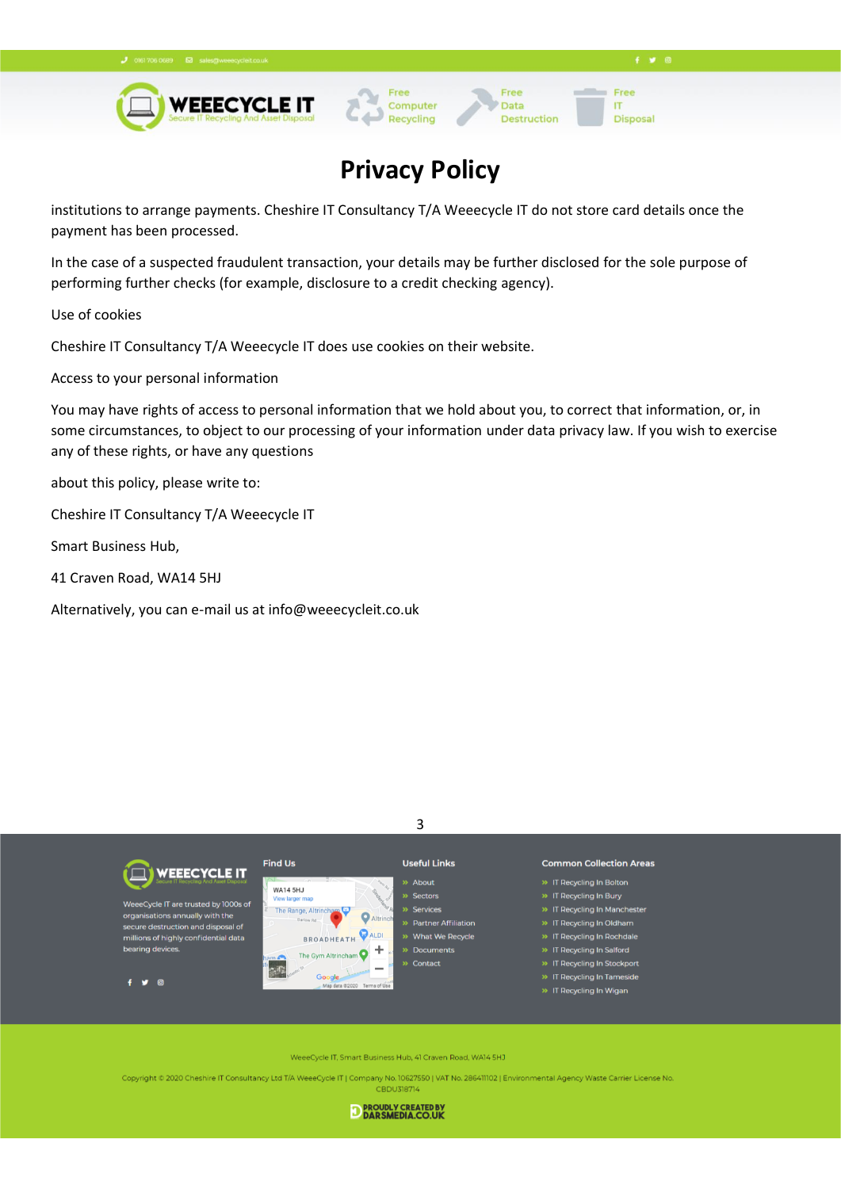# Privacy Policy

institutions to arrange payments. Cheshire IT Consultancy T/A Weeecycle IT do not store card details once the payment has been processed.

In the case of a suspected fraudulent transaction, your details may be further disclosed for the sole purpose of performing further checks (for example, disclosure to a credit checking agency).

Use of cookies

Cheshire IT Consultancy T/A Weeecycle IT does use cookies on their website.

Access to your personal information

You may have rights of access to personal information that we hold about you, to correct that information, or, in some circumstances, to object to our processing of your information under data privacy law. If you wish to exercise any of these rights, or have any questions

about this policy, please write to:

Cheshire IT Consultancy T/A Weeecycle IT

Smart Business Hub,

41 Craven Road, WA14 5HJ

Alternatively, you can e-mail us at info@weeecycleit.co.uk